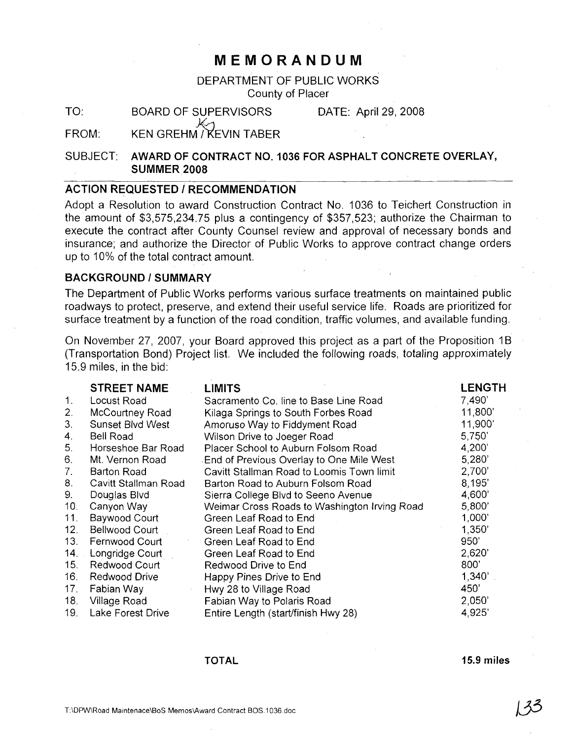# MEMORANDUM

DEPARTMENT OF PUBLIC WORKS
County of Placer

TO: BOARD OF SUPERVISORS DATE: April 29, 2008

FROM: KEN GREHM / KEVIN TABER

SUBJECT: **AWARD OF CONTRACT NO. 1036 FOR ASPHALT CONCRETE OVERLAY, SUMMER 2008**

## ACTION REQUESTED / RECOMMENDATION

Adopt a Resolution to award Construction Contract No. 1036 to Teichert Construction in the amount of $3,575,234.75 plus a contingency of $357,523; authorize the Chairman to execute the contract after County Counsel review and approval of necessary bonds and insurance; and authorize the Director of Public Works to approve contract change orders up to 10% of the total contract amount.

## BACKGROUND / SUMMARY

The Department of Public Works performs various surface treatments on maintained public roadways to protect, preserve, and extend their useful service life. Roads are prioritized for surface treatment by a function of the road condition, traffic volumes, and available funding.

On November 27, 2007, your Board approved this project as a part of the Proposition 1B (Transportation Bond) Project list. We included the following roads, totaling approximately 15.9 miles, in the bid:

| | STREET NAME | LIMITS | LENGTH |
|---|---|---|---|
| 1. | Locust Road | Sacramento Co. line to Base Line Road | 7,490' |
| 2. | McCourtney Road | Kilaga Springs to South Forbes Road | 11,800' |
| 3. | Sunset Blvd West | Amoruso Way to Fiddyment Road | 11,900' |
| 4. | Bell Road | Wilson Drive to Joeger Road | 5,750' |
| 5. | Horseshoe Bar Road | Placer School to Auburn Folsom Road | 4,200' |
| 6. | Mt. Vernon Road | End of Previous Overlay to One Mile West | 5,280' |
| 7. | Barton Road | Cavitt Stallman Road to Loomis Town limit | 2,700' |
| 8. | Cavitt Stallman Road | Barton Road to Auburn Folsom Road | 8,195' |
| 9. | Douglas Blvd | Sierra College Blvd to Seeno Avenue | 4,600' |
| 10. | Canyon Way | Weimar Cross Roads to Washington Irving Road | 5,800' |
| 11. | Baywood Court | Green Leaf Road to End | 1,000' |
| 12. | Bellwood Court | Green Leaf Road to End | 1,350' |
| 13. | Fernwood Court | Green Leaf Road to End | 950' |
| 14. | Longridge Court | Green Leaf Road to End | 2,620' |
| 15. | Redwood Court | Redwood Drive to End | 800' |
| 16. | Redwood Drive | Happy Pines Drive to End | 1,340' |
| 17. | Fabian Way | Hwy 28 to Village Road | 450' |
| 18. | Village Road | Fabian Way to Polaris Road | 2,050' |
| 19. | Lake Forest Drive | Entire Length (start/finish Hwy 28) | 4,925' |
| | | **TOTAL** | **15.9 miles** |

T:\DPW\Road Maintenace\BoS Memos\Award Contract BOS.1036.doc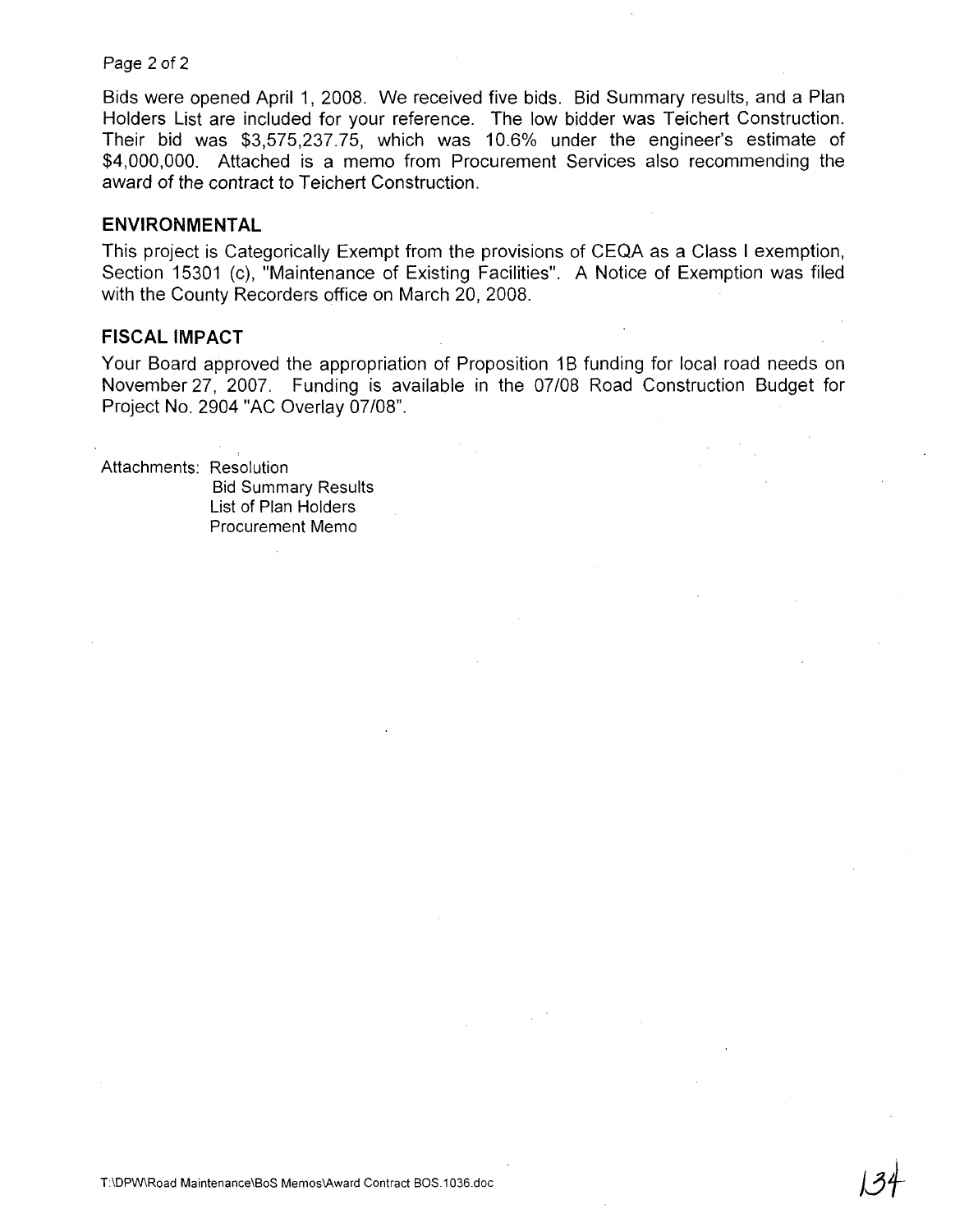Bids were opened April 1, 2008. We received five bids. Bid Summary results, and a Plan Holders List are included for your reference. The low bidder was Teichert Construction. Their bid was $3,575,237.75, which was 10.6% under the engineer's estimate of $4,000,000. Attached is a memo from Procurement Services also recommending the award of the contract to Teichert Construction.

## ENVIRONMENTAL

This project is Categorically Exempt from the provisions of CEQA as a Class I exemption, Section 15301 (c), "Maintenance of Existing Facilities". A Notice of Exemption was filed with the County Recorders office on March 20, 2008.

## FISCAL IMPACT

Your Board approved the appropriation of Proposition 1B funding for local road needs on November 27, 2007. Funding is available in the 07/08 Road Construction Budget for Project No. 2904 "AC Overlay 07/08".

Attachments: Resolution
Bid Summary Results
List of Plan Holders
Procurement Memo

T:\DPW\Road Maintenance\BoS Memos\Award Contract BOS.1036.doc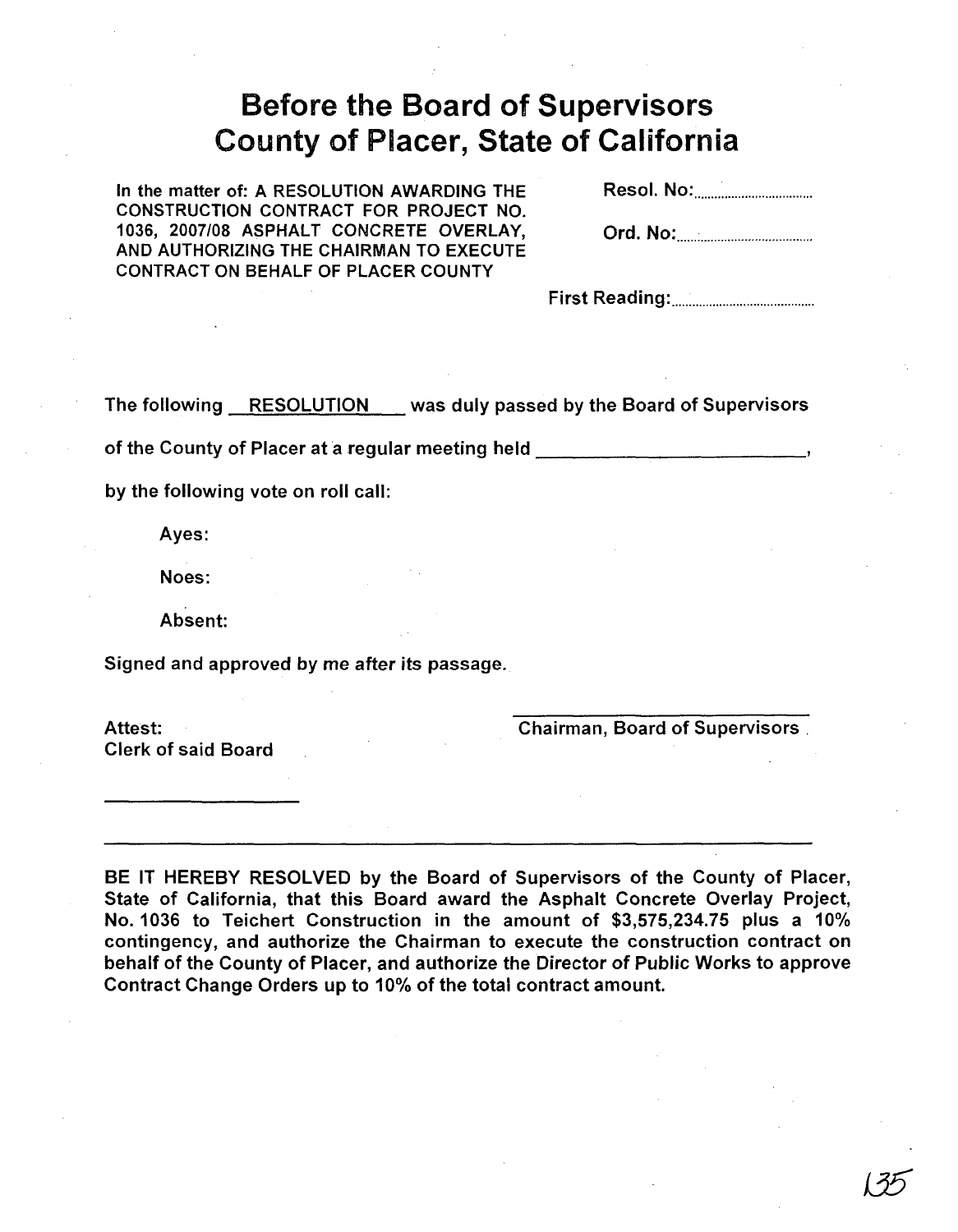# Before the Board of Supervisors County of Placer, State of California

In the matter of: A RESOLUTION AWARDING THE CONSTRUCTION CONTRACT FOR PROJECT NO. 1036, 2007/08 ASPHALT CONCRETE OVERLAY, AND AUTHORIZING THE CHAIRMAN TO EXECUTE CONTRACT ON BEHALF OF PLACER COUNTY

Resol. No:..................................

Ord. No:......................................

First Reading:.......................................

The following RESOLUTION was duly passed by the Board of Supervisors

of the County of Placer at a regular meeting held ___________________________,

by the following vote on roll call:

Ayes:

Noes:

Absent:

Signed and approved by me after its passage.

Attest:
Clerk of said Board

_____________________

_____________________________
Chairman, Board of Supervisors

---

BE IT HEREBY RESOLVED by the Board of Supervisors of the County of Placer, State of California, that this Board award the Asphalt Concrete Overlay Project, No. 1036 to Teichert Construction in the amount of $3,575,234.75 plus a 10% contingency, and authorize the Chairman to execute the construction contract on behalf of the County of Placer, and authorize the Director of Public Works to approve Contract Change Orders up to 10% of the total contract amount.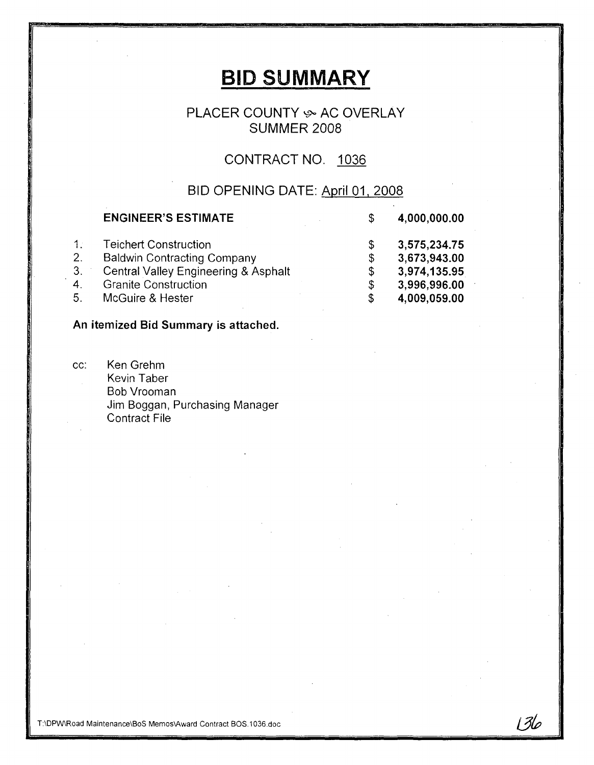# BID SUMMARY

PLACER COUNTY ⊱ AC OVERLAY
SUMMER 2008

CONTRACT NO. 1036

BID OPENING DATE: April 01, 2008

| | | | |
|---|---|---|---|
| | **ENGINEER'S ESTIMATE** | $ | **4,000,000.00** |
| 1. | Teichert Construction | $ | **3,575,234.75** |
| 2. | Baldwin Contracting Company | $ | **3,673,943.00** |
| 3. | Central Valley Engineering & Asphalt | $ | **3,974,135.95** |
| 4. | Granite Construction | $ | **3,996,996.00** |
| 5. | McGuire & Hester | $ | **4,009,059.00** |

**An itemized Bid Summary is attached.**

cc: Ken Grehm
Kevin Taber
Bob Vrooman
Jim Boggan, Purchasing Manager
Contract File

T:\DPW\Road Maintenance\BoS Memos\Award Contract BOS.1036.doc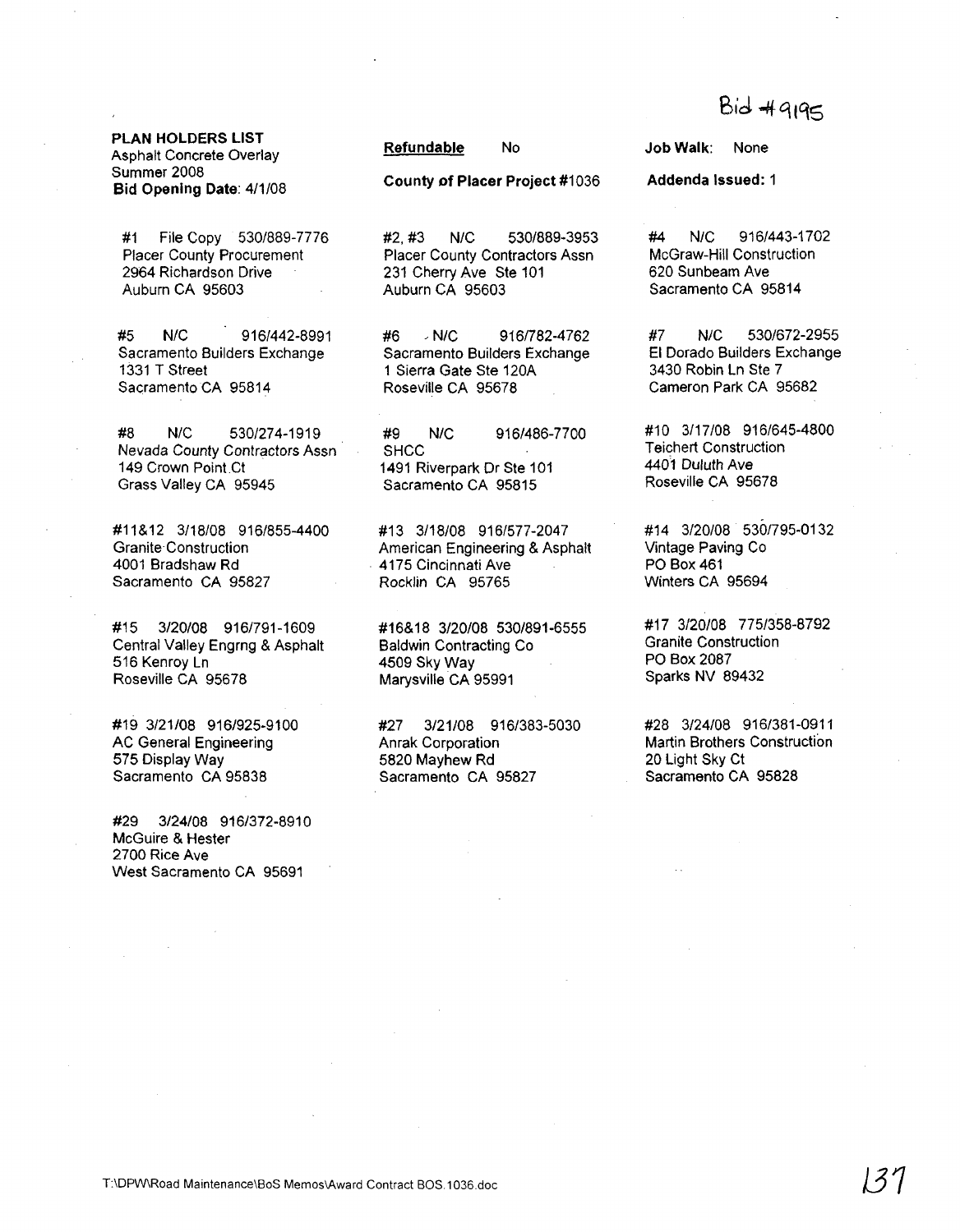Bid #9195

**PLAN HOLDERS LIST**
Asphalt Concrete Overlay
Summer 2008
**Bid Opening Date**: 4/1/08

**Refundable** No

**County of Placer Project** #1036

**Job Walk**: None

**Addenda Issued:** 1

#1 File Copy 530/889-7776
Placer County Procurement
2964 Richardson Drive
Auburn CA 95603

#2, #3 N/C 530/889-3953
Placer County Contractors Assn
231 Cherry Ave Ste 101
Auburn CA 95603

#4 N/C 916/443-1702
McGraw-Hill Construction
620 Sunbeam Ave
Sacramento CA 95814

#5 N/C 916/442-8991
Sacramento Builders Exchange
1331 T Street
Sacramento CA 95814

#6 N/C 916/782-4762
Sacramento Builders Exchange
1 Sierra Gate Ste 120A
Roseville CA 95678

#7 N/C 530/672-2955
El Dorado Builders Exchange
3430 Robin Ln Ste 7
Cameron Park CA 95682

#8 N/C 530/274-1919
Nevada County Contractors Assn
149 Crown Point Ct
Grass Valley CA 95945

#9 N/C 916/486-7700
SHCC
1491 Riverpark Dr Ste 101
Sacramento CA 95815

#10 3/17/08 916/645-4800
Teichert Construction
4401 Duluth Ave
Roseville CA 95678

#11&12 3/18/08 916/855-4400
Granite Construction
4001 Bradshaw Rd
Sacramento CA 95827

#13 3/18/08 916/577-2047
American Engineering & Asphalt
4175 Cincinnati Ave
Rocklin CA 95765

#14 3/20/08 530/795-0132
Vintage Paving Co
PO Box 461
Winters CA 95694

#15 3/20/08 916/791-1609
Central Valley Engrng & Asphalt
516 Kenroy Ln
Roseville CA 95678

#16&18 3/20/08 530/891-6555
Baldwin Contracting Co
4509 Sky Way
Marysville CA 95991

#17 3/20/08 775/358-8792
Granite Construction
PO Box 2087
Sparks NV 89432

#19 3/21/08 916/925-9100
AC General Engineering
575 Display Way
Sacramento CA 95838

#27 3/21/08 916/383-5030
Anrak Corporation
5820 Mayhew Rd
Sacramento CA 95827

#28 3/24/08 916/381-0911
Martin Brothers Construction
20 Light Sky Ct
Sacramento CA 95828

#29 3/24/08 916/372-8910
McGuire & Hester
2700 Rice Ave
West Sacramento CA 95691

T:\DPW\Road Maintenance\BoS Memos\Award Contract BOS.1036.doc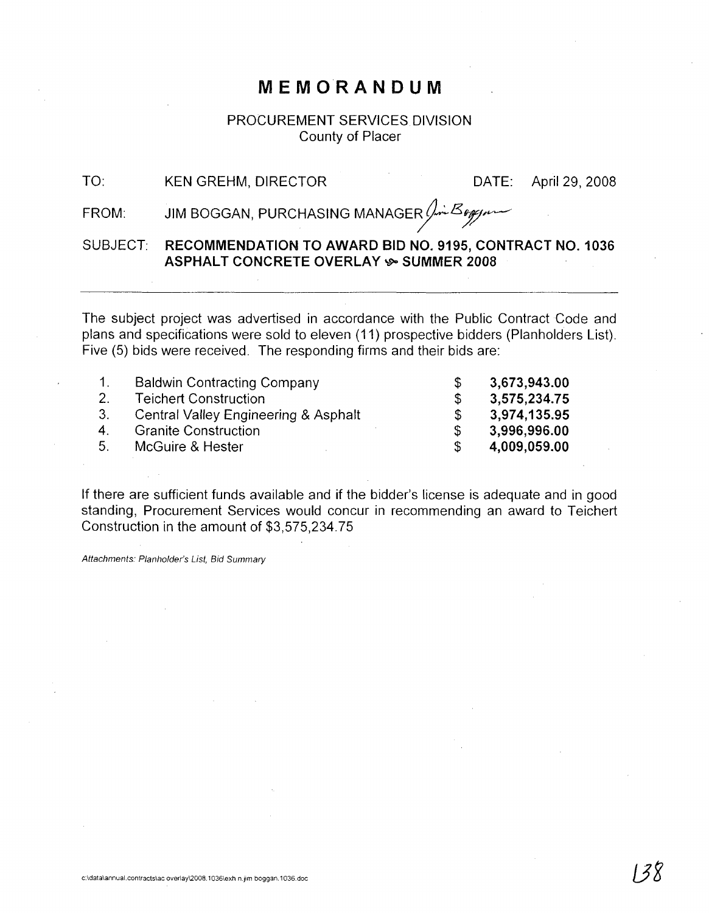# MEMORANDUM

PROCUREMENT SERVICES DIVISION
County of Placer

TO: KEN GREHM, DIRECTOR DATE: April 29, 2008

FROM: JIM BOGGAN, PURCHASING MANAGER *Jim Boggan*

SUBJECT: **RECOMMENDATION TO AWARD BID NO. 9195, CONTRACT NO. 1036 ASPHALT CONCRETE OVERLAY – SUMMER 2008**

---

The subject project was advertised in accordance with the Public Contract Code and plans and specifications were sold to eleven (11) prospective bidders (Planholders List). Five (5) bids were received. The responding firms and their bids are:

| | | | |
|---|---|---|---|
| 1. | Baldwin Contracting Company | $ | **3,673,943.00** |
| 2. | Teichert Construction | $ | **3,575,234.75** |
| 3. | Central Valley Engineering & Asphalt | $ | **3,974,135.95** |
| 4. | Granite Construction | $ | **3,996,996.00** |
| 5. | McGuire & Hester | $ | **4,009,059.00** |

If there are sufficient funds available and if the bidder's license is adequate and in good standing, Procurement Services would concur in recommending an award to Teichert Construction in the amount of $3,575,234.75

*Attachments: Planholder's List, Bid Summary*

c:\data\annual.contracts\ac overlay\2008.1036\exh n.jim boggan.1036.doc